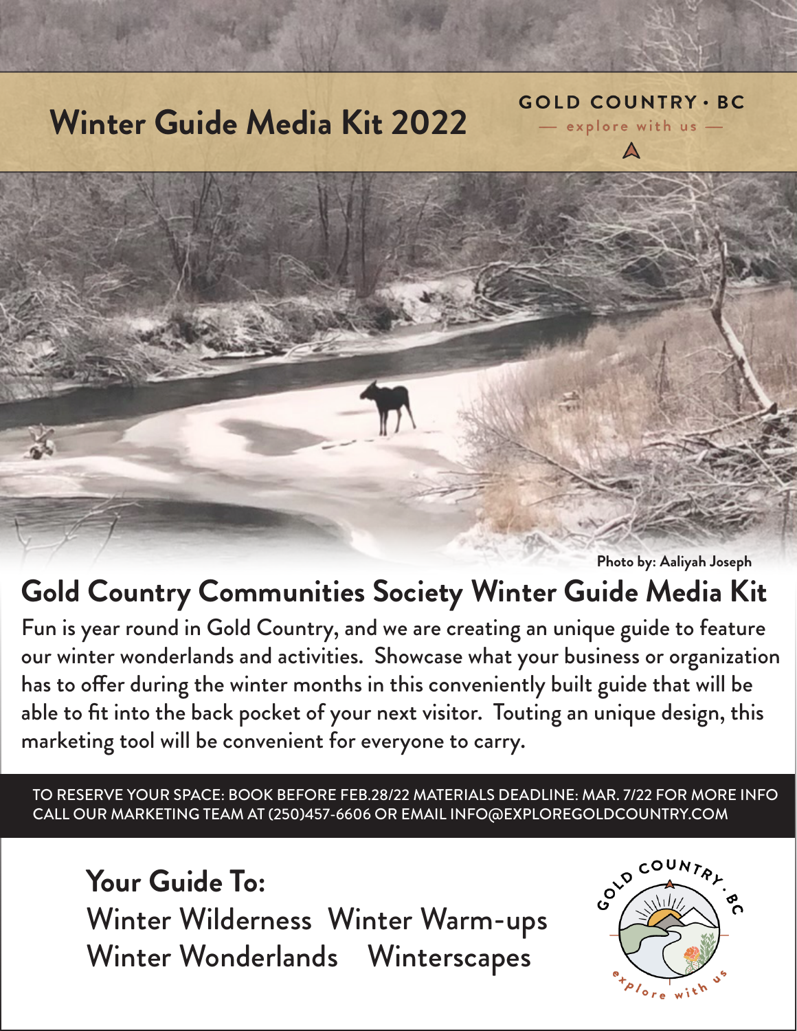# Winter Guide Media Kit 2022

GOLD COUNTRY · BC
— explore with us —

Photo by: Aaliyah Joseph

## Gold Country Communities Society Winter Guide Media Kit

Fun is year round in Gold Country, and we are creating an unique guide to feature our winter wonderlands and activities. Showcase what your business or organization has to offer during the winter months in this conveniently built guide that will be able to fit into the back pocket of your next visitor. Touting an unique design, this marketing tool will be convenient for everyone to carry.

TO RESERVE YOUR SPACE: BOOK BEFORE FEB.28/22 MATERIALS DEADLINE: MAR. 7/22 FOR MORE INFO CALL OUR MARKETING TEAM AT (250)457-6606 OR EMAIL INFO@EXPLOREGOLDCOUNTRY.COM

## Your Guide To:

Winter Wilderness Winter Warm-ups
Winter Wonderlands Winterscapes

GOLD COUNTRY · BC
explore with us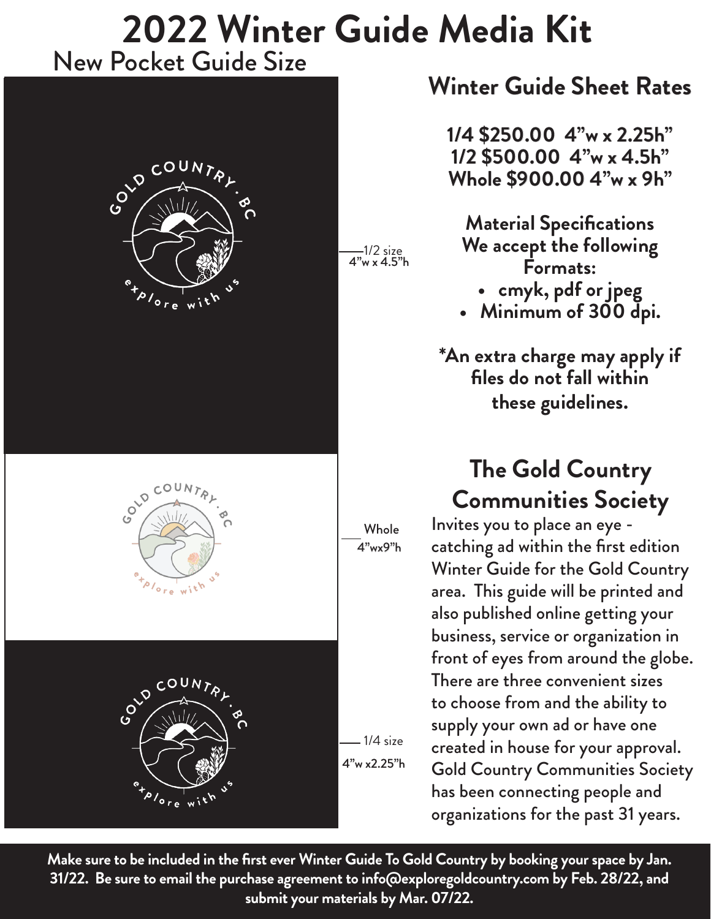# 2022 Winter Guide Media Kit

New Pocket Guide Size

GOLD COUNTRY · BC

explore with us

1/2 size
4"w x 4.5"h

GOLD COUNTRY · BC

explore with us

Whole
4"wx9"h

GOLD COUNTRY · BC

explore with us

1/4 size
4"w x2.25"h

## Winter Guide Sheet Rates

**1/4 $250.00 4"w x 2.25h"**
**1/2 $500.00 4"w x 4.5h"**
**Whole $900.00 4"w x 9h"**

**Material Specifications**
**We accept the following Formats:**

- **cmyk, pdf or jpeg**
- **Minimum of 300 dpi.**

***An extra charge may apply if files do not fall within these guidelines.**

## The Gold Country Communities Society

Invites you to place an eye - catching ad within the first edition Winter Guide for the Gold Country area. This guide will be printed and also published online getting your business, service or organization in front of eyes from around the globe. There are three convenient sizes to choose from and the ability to supply your own ad or have one created in house for your approval. Gold Country Communities Society has been connecting people and organizations for the past 31 years.

**Make sure to be included in the first ever Winter Guide To Gold Country by booking your space by Jan. 31/22. Be sure to email the purchase agreement to info@exploregoldcountry.com by Feb. 28/22, and submit your materials by Mar. 07/22.**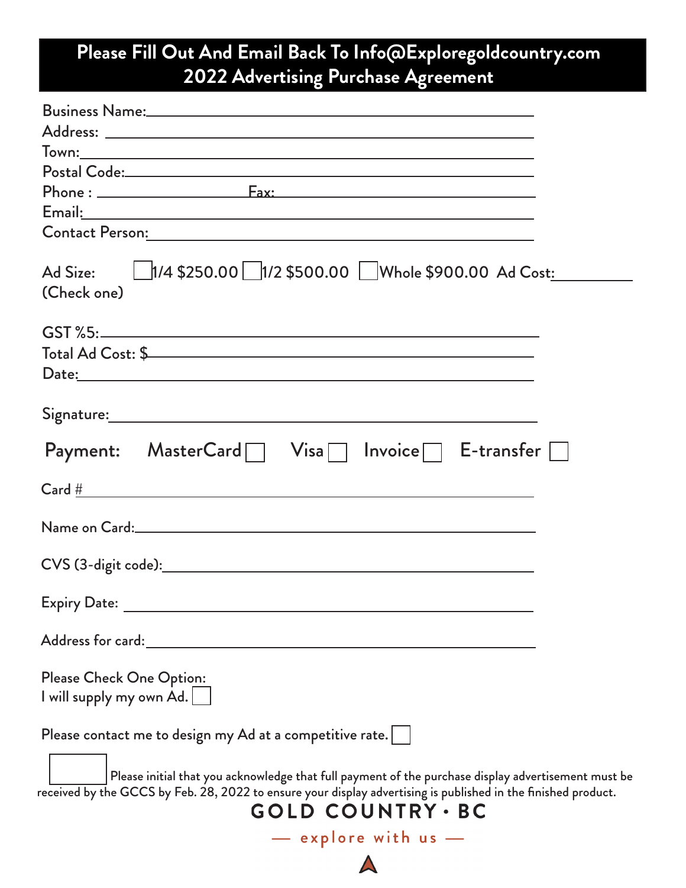# Please Fill Out And Email Back To Info@Exploregoldcountry.com
# 2022 Advertising Purchase Agreement

Business Name: ______________________________

Address: ______________________________

Town: ______________________________

Postal Code: ______________________________

Phone : ______________ Fax: ______________

Email: ______________________________

Contact Person: ______________________________

Ad Size: ☐ 1/4 $250.00 ☐ 1/2 $500.00 ☐ Whole $900.00 Ad Cost: __________
(Check one)

GST %5: ______________________________

Total Ad Cost: $ ______________________________

Date: ______________________________

Signature: ______________________________

**Payment:** MasterCard ☐ Visa ☐ Invoice ☐ E-transfer ☐

Card # ______________________________

Name on Card: ______________________________

CVS (3-digit code): ______________________________

Expiry Date: ______________________________

Address for card: ______________________________

Please Check One Option:
I will supply my own Ad. ☐

Please contact me to design my Ad at a competitive rate. ☐

☐ Please initial that you acknowledge that full payment of the purchase display advertisement must be received by the GCCS by Feb. 28, 2022 to ensure your display advertising is published in the finished product.

**GOLD COUNTRY • BC**

— explore with us —